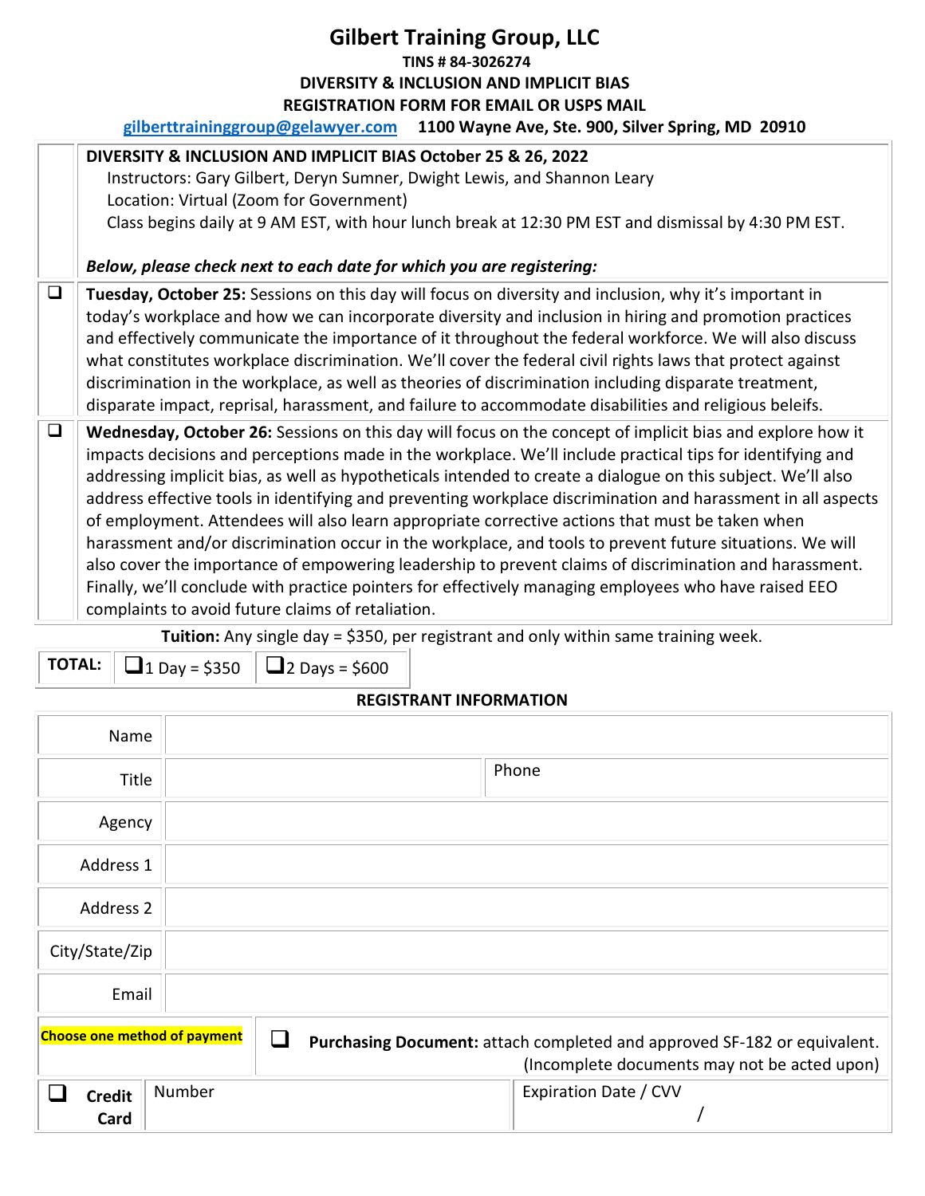# Gilbert Training Group, LLC

**TINS # 84-3026274**

**DIVERSITY & INCLUSION AND IMPLICIT BIAS**

**REGISTRATION FORM FOR EMAIL OR USPS MAIL**

**gilberttraininggroup@gelawyer.com** **1100 Wayne Ave, Ste. 900, Silver Spring, MD 20910**

**DIVERSITY & INCLUSION AND IMPLICIT BIAS October 25 & 26, 2022**

Instructors: Gary Gilbert, Deryn Sumner, Dwight Lewis, and Shannon Leary

Location: Virtual (Zoom for Government)

Class begins daily at 9 AM EST, with hour lunch break at 12:30 PM EST and dismissal by 4:30 PM EST.

***Below, please check next to each date for which you are registering:***

- ❑ **Tuesday, October 25:** Sessions on this day will focus on diversity and inclusion, why it's important in today's workplace and how we can incorporate diversity and inclusion in hiring and promotion practices and effectively communicate the importance of it throughout the federal workforce. We will also discuss what constitutes workplace discrimination. We'll cover the federal civil rights laws that protect against discrimination in the workplace, as well as theories of discrimination including disparate treatment, disparate impact, reprisal, harassment, and failure to accommodate disabilities and religious beleifs.

- ❑ **Wednesday, October 26:** Sessions on this day will focus on the concept of implicit bias and explore how it impacts decisions and perceptions made in the workplace. We'll include practical tips for identifying and addressing implicit bias, as well as hypotheticals intended to create a dialogue on this subject. We'll also address effective tools in identifying and preventing workplace discrimination and harassment in all aspects of employment. Attendees will also learn appropriate corrective actions that must be taken when harassment and/or discrimination occur in the workplace, and tools to prevent future situations. We will also cover the importance of empowering leadership to prevent claims of discrimination and harassment. Finally, we'll conclude with practice pointers for effectively managing employees who have raised EEO complaints to avoid future claims of retaliation.

**Tuition:** Any single day = $350, per registrant and only within same training week.

| **TOTAL:** | ❑ 1 Day = $350 | ❑ 2 Days = $600 |
|---|---|---|

**REGISTRANT INFORMATION**

| Field | | |
|---|---|---|
| Name | | |
| Title | | Phone |
| Agency | | |
| Address 1 | | |
| Address 2 | | |
| City/State/Zip | | |
| Email | | |

| Choose one method of payment | ❑ **Purchasing Document:** attach completed and approved SF-182 or equivalent. (Incomplete documents may not be acted upon) | |
|---|---|---|
| ❑ **Credit Card** | Number | Expiration Date / CVV<br>/ |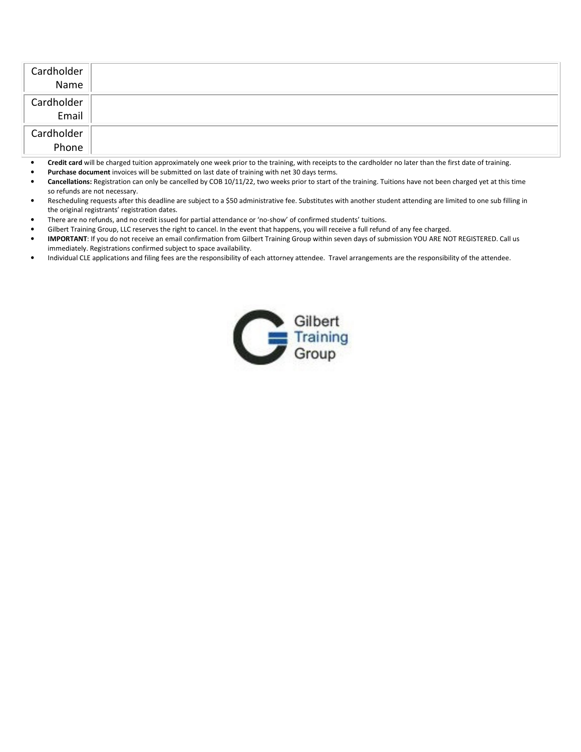| | |
|---|---|
| Cardholder Name | |
| Cardholder Email | |
| Cardholder Phone | |

- **Credit card** will be charged tuition approximately one week prior to the training, with receipts to the cardholder no later than the first date of training.
- **Purchase document** invoices will be submitted on last date of training with net 30 days terms.
- **Cancellations:** Registration can only be cancelled by COB 10/11/22, two weeks prior to start of the training. Tuitions have not been charged yet at this time so refunds are not necessary.
- Rescheduling requests after this deadline are subject to a $50 administrative fee. Substitutes with another student attending are limited to one sub filling in the original registrants' registration dates.
- There are no refunds, and no credit issued for partial attendance or 'no-show' of confirmed students' tuitions.
- Gilbert Training Group, LLC reserves the right to cancel. In the event that happens, you will receive a full refund of any fee charged.
- **IMPORTANT**: If you do not receive an email confirmation from Gilbert Training Group within seven days of submission YOU ARE NOT REGISTERED. Call us immediately. Registrations confirmed subject to space availability.
- Individual CLE applications and filing fees are the responsibility of each attorney attendee. Travel arrangements are the responsibility of the attendee.

Gilbert Training Group